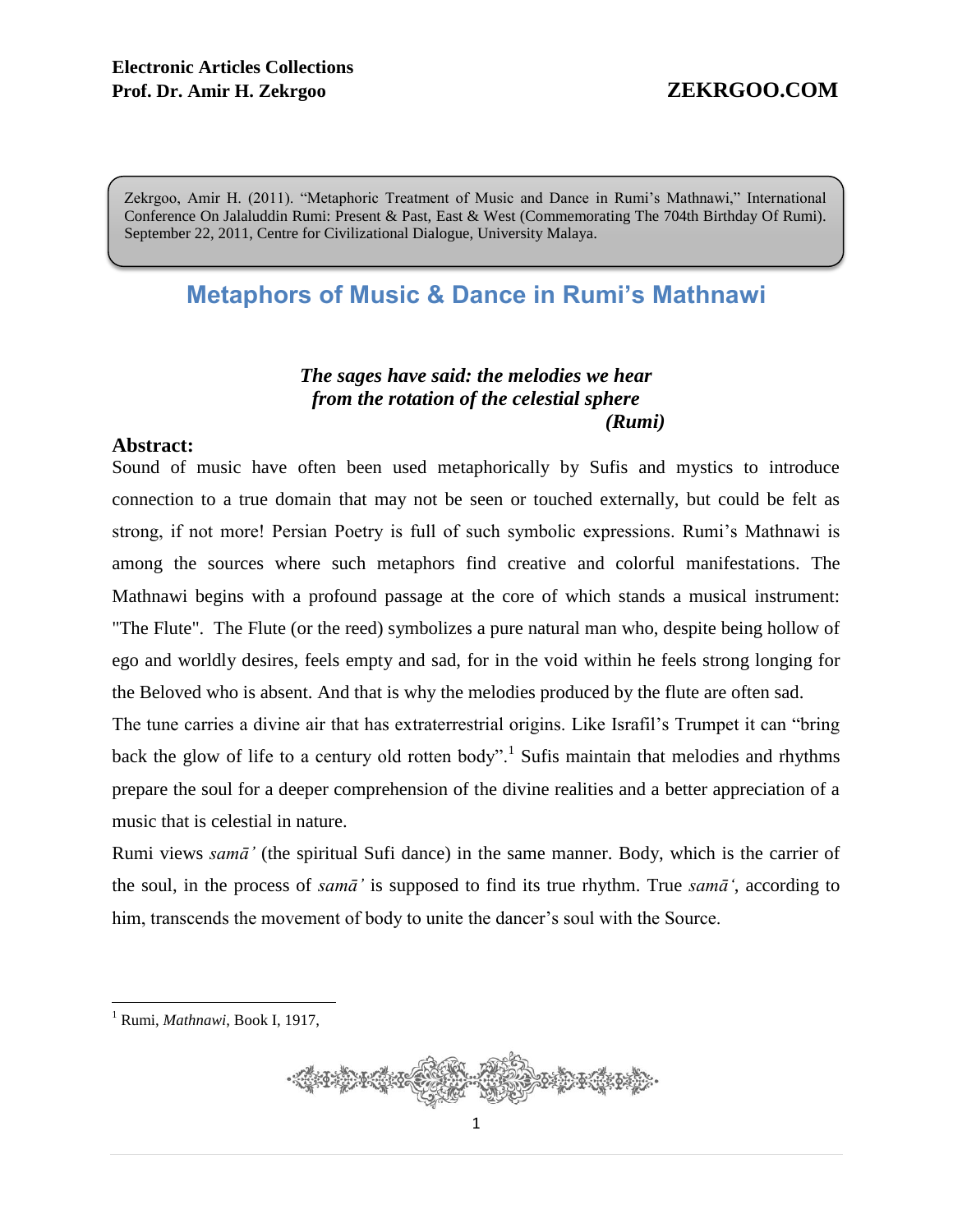Zekrgoo, Amir H. (2011). "Metaphoric Treatment of Music and Dance in Rumi's Mathnawi," International Conference On Jalaluddin Rumi: Present & Past, East & West (Commemorating The 704th Birthday Of Rumi). September 22, 2011, Centre for Civilizational Dialogue, University Malaya.

# Metaphors of Music & Dance in Rumi's Mathnawi

***The sages have said: the melodies we hear***
***from the rotation of the celestial sphere***
***(Rumi)***

## Abstract:

Sound of music have often been used metaphorically by Sufis and mystics to introduce connection to a true domain that may not be seen or touched externally, but could be felt as strong, if not more! Persian Poetry is full of such symbolic expressions. Rumi's Mathnawi is among the sources where such metaphors find creative and colorful manifestations. The Mathnawi begins with a profound passage at the core of which stands a musical instrument: "The Flute". The Flute (or the reed) symbolizes a pure natural man who, despite being hollow of ego and worldly desires, feels empty and sad, for in the void within he feels strong longing for the Beloved who is absent. And that is why the melodies produced by the flute are often sad.

The tune carries a divine air that has extraterrestrial origins. Like Israfil's Trumpet it can "bring back the glow of life to a century old rotten body".[1] Sufis maintain that melodies and rhythms prepare the soul for a deeper comprehension of the divine realities and a better appreciation of a music that is celestial in nature.

Rumi views *samā'* (the spiritual Sufi dance) in the same manner. Body, which is the carrier of the soul, in the process of *samā'* is supposed to find its true rhythm. True *samā'*, according to him, transcends the movement of body to unite the dancer's soul with the Source.

---

[1] Rumi, *Mathnawi*, Book I, 1917,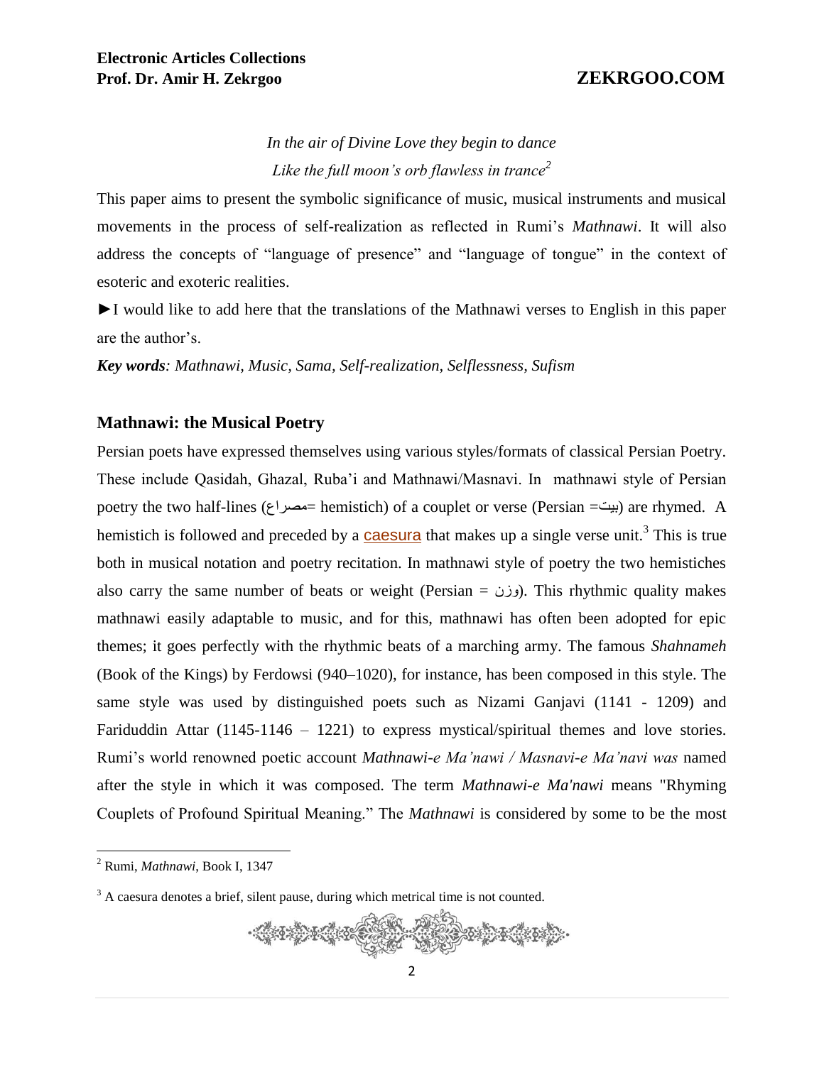*In the air of Divine Love they begin to dance*
*Like the full moon's orb flawless in trance*[2]

This paper aims to present the symbolic significance of music, musical instruments and musical movements in the process of self-realization as reflected in Rumi's *Mathnawi*. It will also address the concepts of "language of presence" and "language of tongue" in the context of esoteric and exoteric realities.

►I would like to add here that the translations of the Mathnawi verses to English in this paper are the author's.

***Key words**: Mathnawi, Music, Sama, Self-realization, Selflessness, Sufism*

## Mathnawi: the Musical Poetry

Persian poets have expressed themselves using various styles/formats of classical Persian Poetry. These include Qasidah, Ghazal, Ruba'i and Mathnawi/Masnavi. In mathnawi style of Persian poetry the two half-lines (مصراع= hemistich) of a couplet or verse (Persian =بیت) are rhymed. A hemistich is followed and preceded by a caesura that makes up a single verse unit.[3] This is true both in musical notation and poetry recitation. In mathnawi style of poetry the two hemistiches also carry the same number of beats or weight (Persian = وزن). This rhythmic quality makes mathnawi easily adaptable to music, and for this, mathnawi has often been adopted for epic themes; it goes perfectly with the rhythmic beats of a marching army. The famous *Shahnameh* (Book of the Kings) by Ferdowsi (940–1020), for instance, has been composed in this style. The same style was used by distinguished poets such as Nizami Ganjavi (1141 - 1209) and Fariduddin Attar (1145-1146 – 1221) to express mystical/spiritual themes and love stories. Rumi's world renowned poetic account *Mathnawi-e Ma'nawi / Masnavi-e Ma'navi was* named after the style in which it was composed. The term *Mathnawi-e Ma'nawi* means "Rhyming Couplets of Profound Spiritual Meaning." The *Mathnawi* is considered by some to be the most

---

[2] Rumi, *Mathnawi*, Book I, 1347

[3] A caesura denotes a brief, silent pause, during which metrical time is not counted.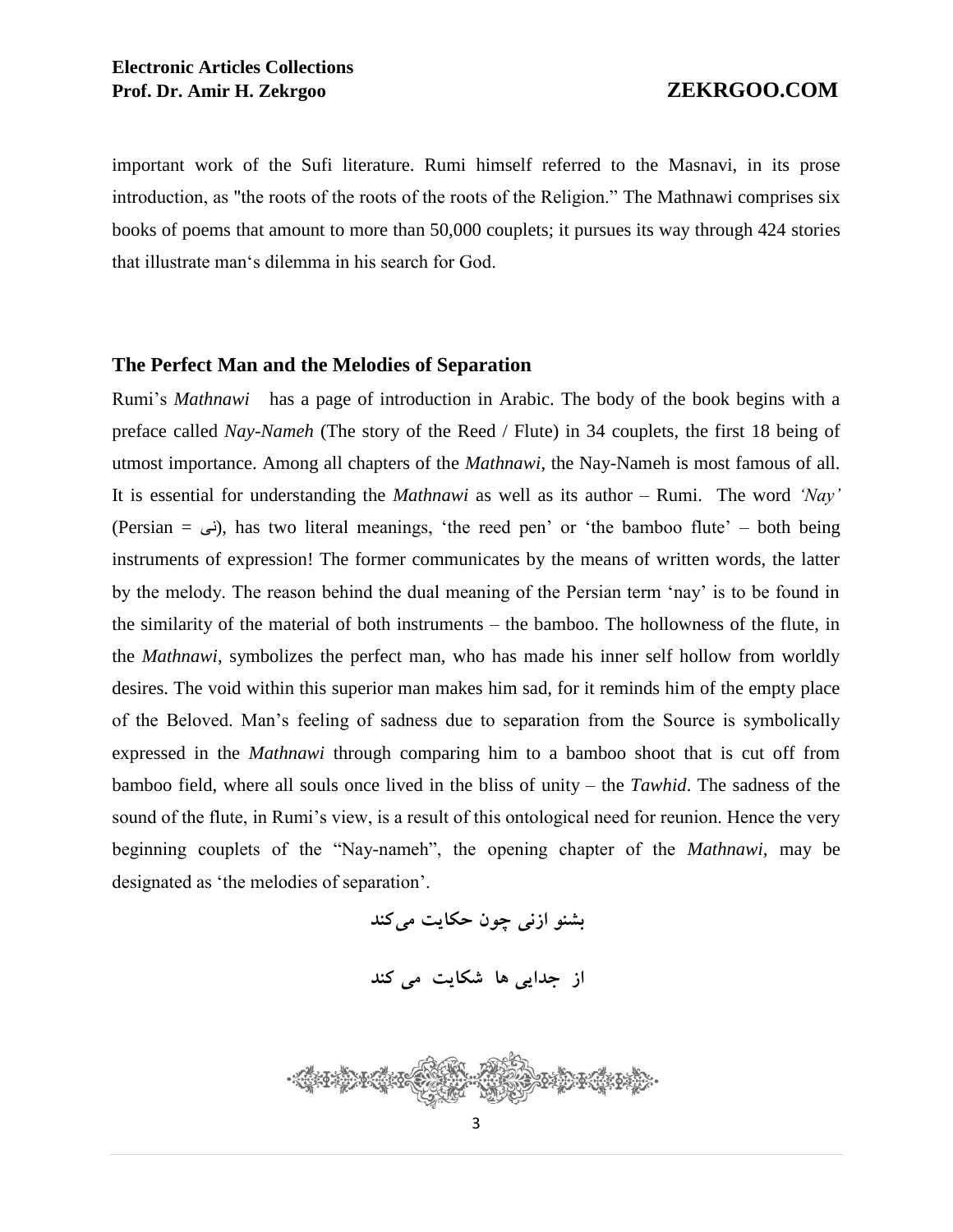important work of the Sufi literature. Rumi himself referred to the Masnavi, in its prose introduction, as "the roots of the roots of the roots of the Religion." The Mathnawi comprises six books of poems that amount to more than 50,000 couplets; it pursues its way through 424 stories that illustrate man's dilemma in his search for God.

### The Perfect Man and the Melodies of Separation

Rumi's *Mathnawi* has a page of introduction in Arabic. The body of the book begins with a preface called *Nay-Nameh* (The story of the Reed / Flute) in 34 couplets, the first 18 being of utmost importance. Among all chapters of the *Mathnawi*, the Nay-Nameh is most famous of all. It is essential for understanding the *Mathnawi* as well as its author – Rumi. The word *'Nay'* (Persian = نی), has two literal meanings, 'the reed pen' or 'the bamboo flute' – both being instruments of expression! The former communicates by the means of written words, the latter by the melody. The reason behind the dual meaning of the Persian term 'nay' is to be found in the similarity of the material of both instruments – the bamboo. The hollowness of the flute, in the *Mathnawi*, symbolizes the perfect man, who has made his inner self hollow from worldly desires. The void within this superior man makes him sad, for it reminds him of the empty place of the Beloved. Man's feeling of sadness due to separation from the Source is symbolically expressed in the *Mathnawi* through comparing him to a bamboo shoot that is cut off from bamboo field, where all souls once lived in the bliss of unity – the *Tawhid*. The sadness of the sound of the flute, in Rumi's view, is a result of this ontological need for reunion. Hence the very beginning couplets of the "Nay-nameh", the opening chapter of the *Mathnawi,* may be designated as 'the melodies of separation'.

**بشنو ازنی چون حکایت می‌کند**

**از جدایی ها شکایت می کند**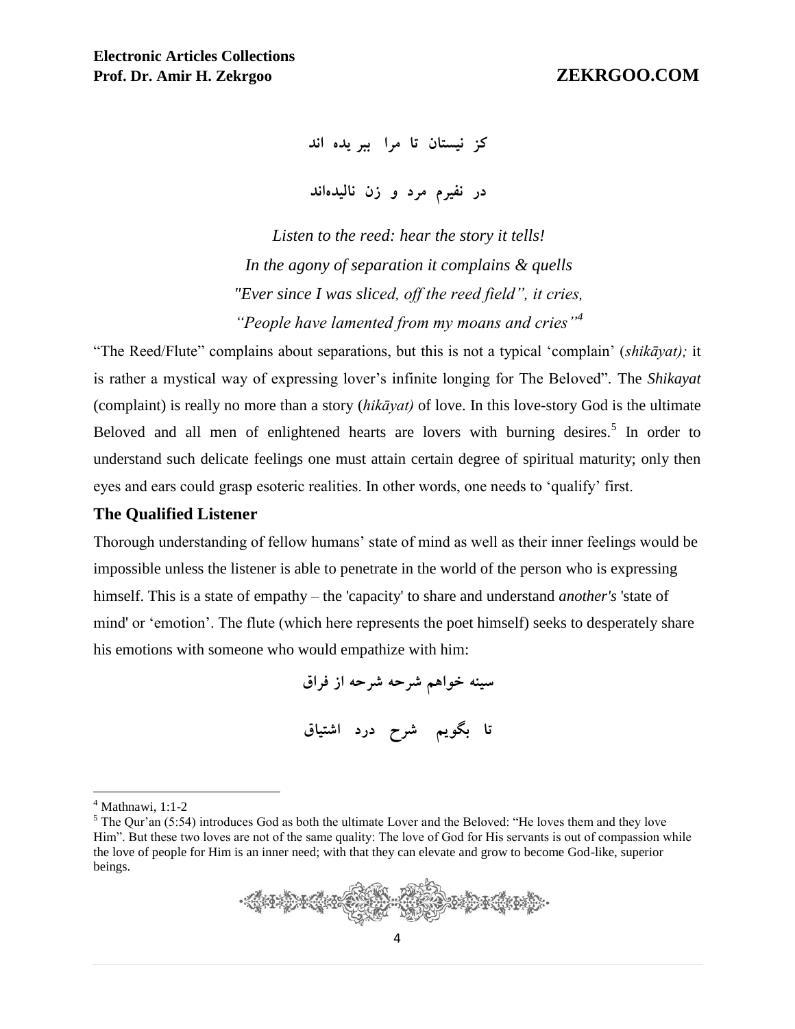کز نیستان تا مرا ببریده اند

در نفیرم مرد و زن نالیده‌اند

*Listen to the reed: hear the story it tells!*
*In the agony of separation it complains & quells*
*"Ever since I was sliced, off the reed field", it cries,*
*"People have lamented from my moans and cries"*[4]

"The Reed/Flute" complains about separations, but this is not a typical 'complain' (*shikāyat);* it is rather a mystical way of expressing lover's infinite longing for The Beloved". The *Shikayat* (complaint) is really no more than a story (*hikāyat)* of love. In this love-story God is the ultimate Beloved and all men of enlightened hearts are lovers with burning desires.[5] In order to understand such delicate feelings one must attain certain degree of spiritual maturity; only then eyes and ears could grasp esoteric realities. In other words, one needs to 'qualify' first.

### The Qualified Listener

Thorough understanding of fellow humans' state of mind as well as their inner feelings would be impossible unless the listener is able to penetrate in the world of the person who is expressing himself. This is a state of empathy – the 'capacity' to share and understand *another's* 'state of mind' or 'emotion'. The flute (which here represents the poet himself) seeks to desperately share his emotions with someone who would empathize with him:

سینه خواهم شرحه شرحه از فراق

تا بگویم شرح درد اشتیاق

---

[4] Mathnawi, 1:1-2

[5] The Qur'an (5:54) introduces God as both the ultimate Lover and the Beloved: "He loves them and they love Him". But these two loves are not of the same quality: The love of God for His servants is out of compassion while the love of people for Him is an inner need; with that they can elevate and grow to become God-like, superior beings.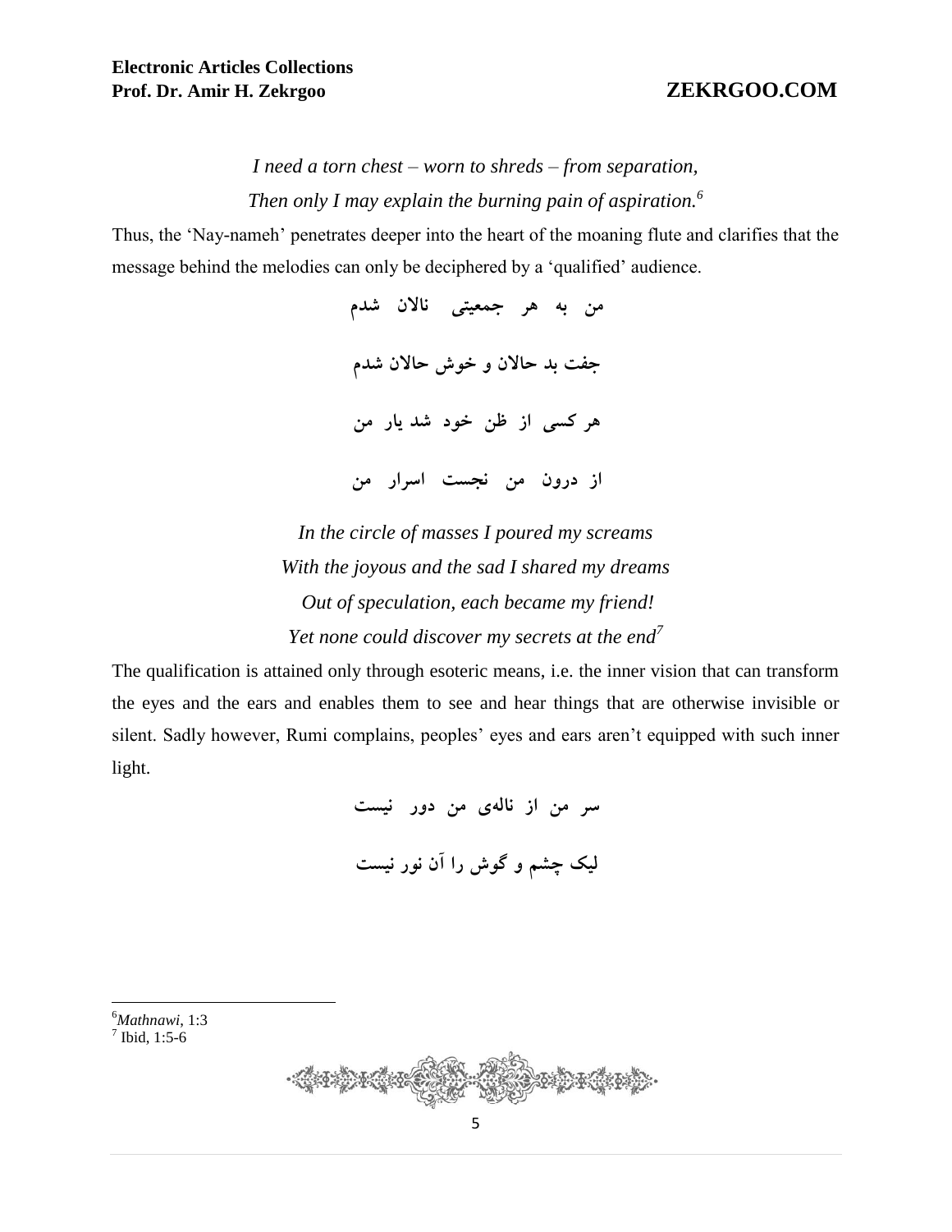*I need a torn chest – worn to shreds – from separation,*

*Then only I may explain the burning pain of aspiration.*[6]

Thus, the 'Nay-nameh' penetrates deeper into the heart of the moaning flute and clarifies that the message behind the melodies can only be deciphered by a 'qualified' audience.

من به هر جمعیتی نالان شدم

جفت بد حالان و خوش حالان شدم

هر کسی از ظن خود شد یار من

از درون من نجست اسرار من

*In the circle of masses I poured my screams*

*With the joyous and the sad I shared my dreams*

*Out of speculation, each became my friend!*

*Yet none could discover my secrets at the end*[7]

The qualification is attained only through esoteric means, i.e. the inner vision that can transform the eyes and the ears and enables them to see and hear things that are otherwise invisible or silent. Sadly however, Rumi complains, peoples' eyes and ears aren't equipped with such inner light.

سر من از نالهی من دور نیست

لیک چشم و گوش را آن نور نیست

---

[6] *Mathnawi*, 1:3

[7] Ibid, 1:5-6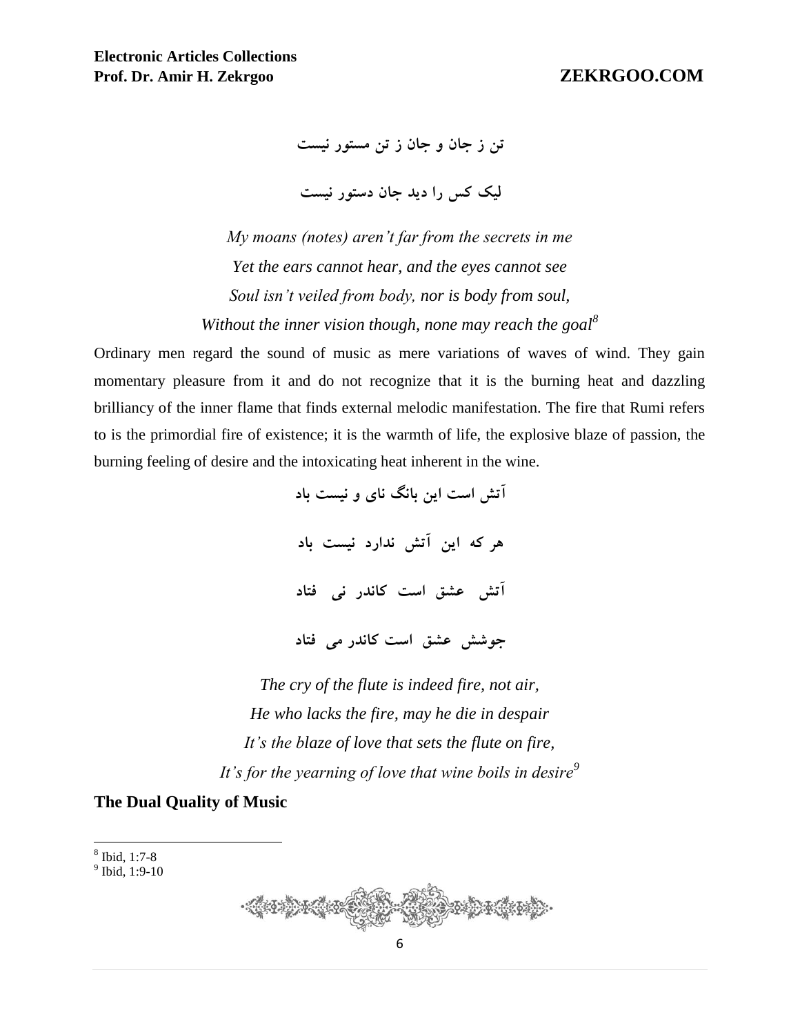تن ز جان و جان ز تن مستور نیست

لیک کس را دید جان دستور نیست

*My moans (notes) aren't far from the secrets in me*
*Yet the ears cannot hear, and the eyes cannot see*
*Soul isn't veiled from body, nor is body from soul,*
*Without the inner vision though, none may reach the goal*[8]

Ordinary men regard the sound of music as mere variations of waves of wind. They gain momentary pleasure from it and do not recognize that it is the burning heat and dazzling brilliancy of the inner flame that finds external melodic manifestation. The fire that Rumi refers to is the primordial fire of existence; it is the warmth of life, the explosive blaze of passion, the burning feeling of desire and the intoxicating heat inherent in the wine.

آتش است این بانگ نای و نیست باد

هر که این آتش ندارد نیست باد

آتش عشق است کاندر نی فتاد

جوشش عشق است کاندر می فتاد

*The cry of the flute is indeed fire, not air,*
*He who lacks the fire, may he die in despair*
*It's the blaze of love that sets the flute on fire,*
*It's for the yearning of love that wine boils in desire*[9]

## The Dual Quality of Music

[8] Ibid, 1:7-8
[9] Ibid, 1:9-10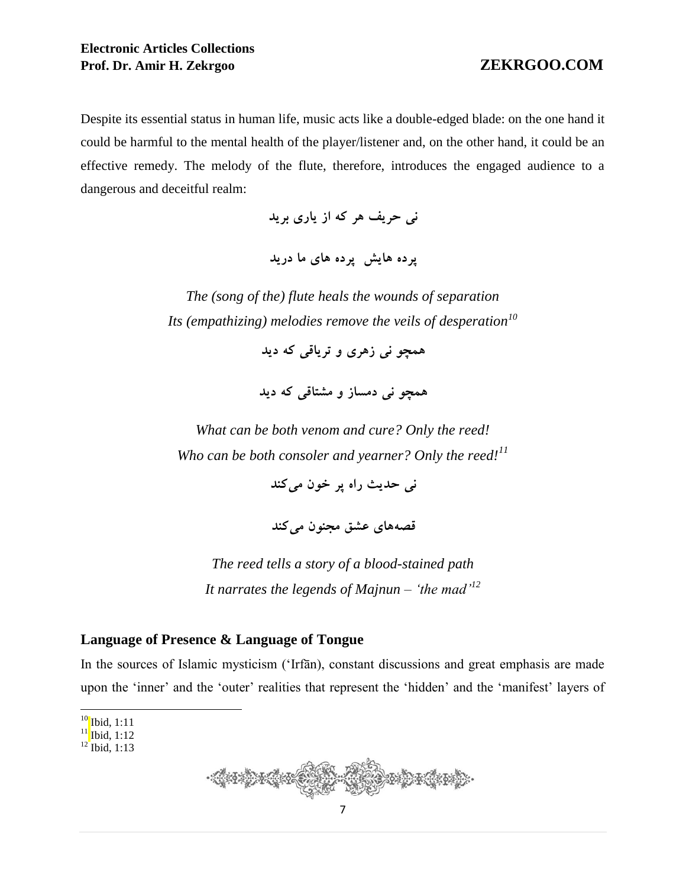Despite its essential status in human life, music acts like a double-edged blade: on the one hand it could be harmful to the mental health of the player/listener and, on the other hand, it could be an effective remedy. The melody of the flute, therefore, introduces the engaged audience to a dangerous and deceitful realm:

نی حریف هر که از یاری برید

پرده هایش  پرده های ما درید

*The (song of the) flute heals the wounds of separation*
*Its (empathizing) melodies remove the veils of desperation*[10]

همچو نی زهری و تریاقی که دید

همچو نی دمساز و مشتاقی که دید

*What can be both venom and cure? Only the reed!*
*Who can be both consoler and yearner? Only the reed!*[11]

نی حدیث راه پر خون می‌کند

قصه‌های عشق مجنون می‌کند

*The reed tells a story of a blood-stained path*
*It narrates the legends of Majnun – 'the mad'*[12]

## Language of Presence & Language of Tongue

In the sources of Islamic mysticism ('Irfān), constant discussions and great emphasis are made upon the 'inner' and the 'outer' realities that represent the 'hidden' and the 'manifest' layers of

---

[10] Ibid, 1:11
[11] Ibid, 1:12
[12] Ibid, 1:13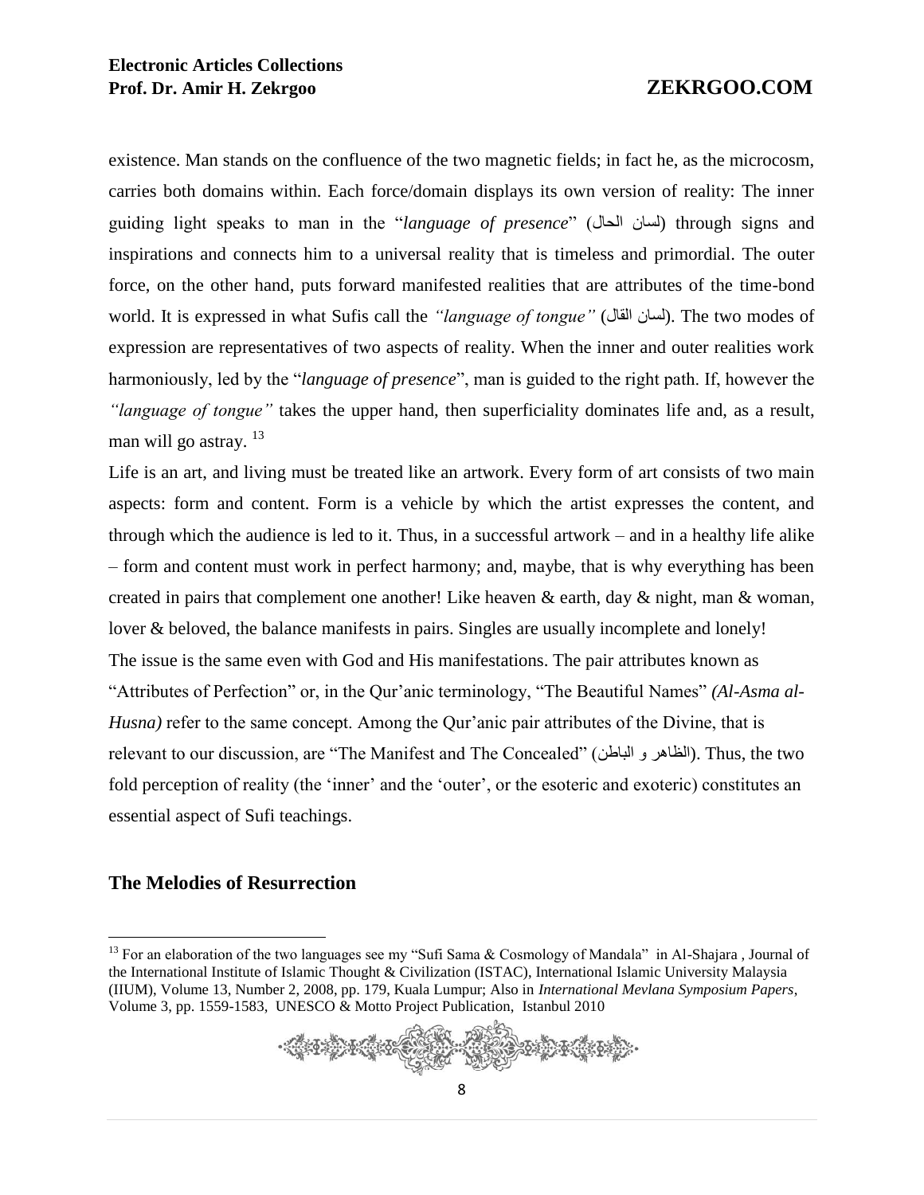existence. Man stands on the confluence of the two magnetic fields; in fact he, as the microcosm, carries both domains within. Each force/domain displays its own version of reality: The inner guiding light speaks to man in the "*language of presence*" (لسان الحال) through signs and inspirations and connects him to a universal reality that is timeless and primordial. The outer force, on the other hand, puts forward manifested realities that are attributes of the time-bond world. It is expressed in what Sufis call the *"language of tongue"* (لسان القال). The two modes of expression are representatives of two aspects of reality. When the inner and outer realities work harmoniously, led by the "*language of presence*", man is guided to the right path. If, however the *"language of tongue"* takes the upper hand, then superficiality dominates life and, as a result, man will go astray. [13]

Life is an art, and living must be treated like an artwork. Every form of art consists of two main aspects: form and content. Form is a vehicle by which the artist expresses the content, and through which the audience is led to it. Thus, in a successful artwork – and in a healthy life alike – form and content must work in perfect harmony; and, maybe, that is why everything has been created in pairs that complement one another! Like heaven & earth, day & night, man & woman, lover & beloved, the balance manifests in pairs. Singles are usually incomplete and lonely!

The issue is the same even with God and His manifestations. The pair attributes known as "Attributes of Perfection" or, in the Qur'anic terminology, "The Beautiful Names" *(Al-Asma al-Husna)* refer to the same concept. Among the Qur'anic pair attributes of the Divine, that is relevant to our discussion, are "The Manifest and The Concealed" (الظاهر و الباطن). Thus, the two fold perception of reality (the 'inner' and the 'outer', or the esoteric and exoteric) constitutes an essential aspect of Sufi teachings.

## The Melodies of Resurrection

[13] For an elaboration of the two languages see my "Sufi Sama & Cosmology of Mandala" in Al-Shajara , Journal of the International Institute of Islamic Thought & Civilization (ISTAC), International Islamic University Malaysia (IIUM), Volume 13, Number 2, 2008, pp. 179, Kuala Lumpur; Also in *International Mevlana Symposium Papers*, Volume 3, pp. 1559-1583, UNESCO & Motto Project Publication, Istanbul 2010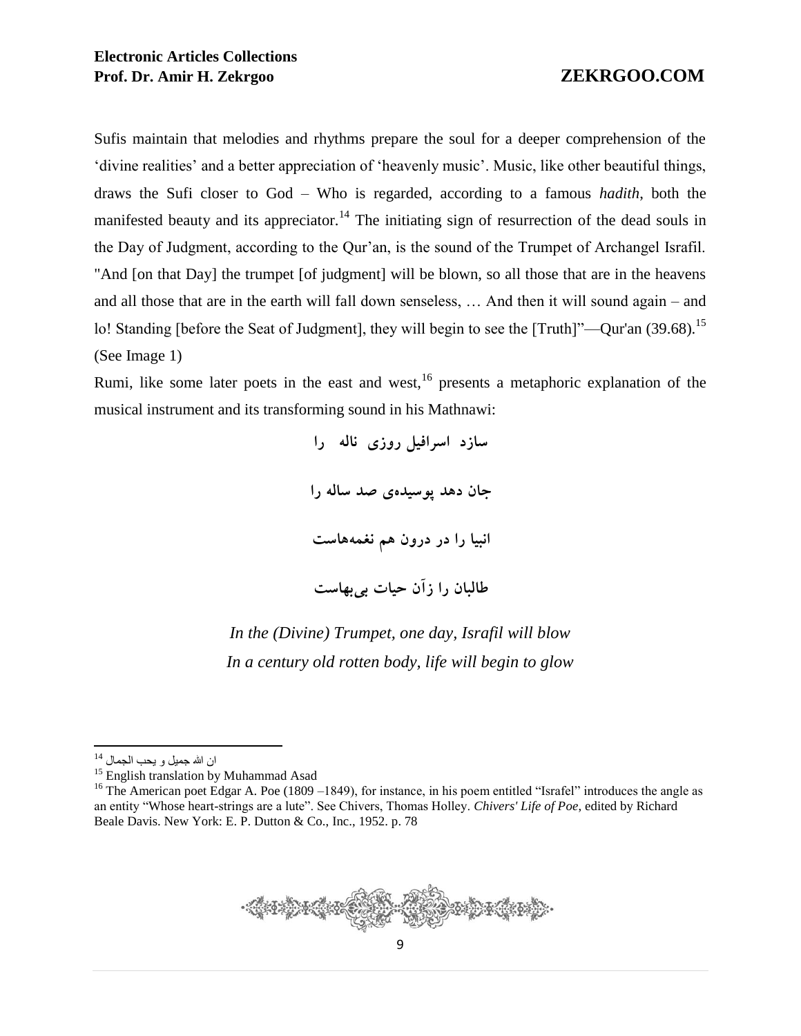Sufis maintain that melodies and rhythms prepare the soul for a deeper comprehension of the 'divine realities' and a better appreciation of 'heavenly music'. Music, like other beautiful things, draws the Sufi closer to God – Who is regarded, according to a famous *hadith*, both the manifested beauty and its appreciator.[14] The initiating sign of resurrection of the dead souls in the Day of Judgment, according to the Qur'an, is the sound of the Trumpet of Archangel Israfil. "And [on that Day] the trumpet [of judgment] will be blown, so all those that are in the heavens and all those that are in the earth will fall down senseless, … And then it will sound again – and lo! Standing [before the Seat of Judgment], they will begin to see the [Truth]"—Qur'an (39.68).[15] (See Image 1)

Rumi, like some later poets in the east and west,[16] presents a metaphoric explanation of the musical instrument and its transforming sound in his Mathnawi:

**سازد اسرافیل روزی ناله را**

**جان دهد پوسیده‌ی صد ساله را**

**انبیا را در درون هم نغمه‌هاست**

**طالبان را زآن حیات بی‌بهاست**

*In the (Divine) Trumpet, one day, Israfil will blow*
*In a century old rotten body, life will begin to glow*

---

[14] ان الله جمیل و یحب الجمال

[15] English translation by Muhammad Asad

[16] The American poet Edgar A. Poe (1809 –1849), for instance, in his poem entitled "Israfel" introduces the angle as an entity "Whose heart-strings are a lute". See Chivers, Thomas Holley. *Chivers' Life of Poe*, edited by Richard Beale Davis. New York: E. P. Dutton & Co., Inc., 1952. p. 78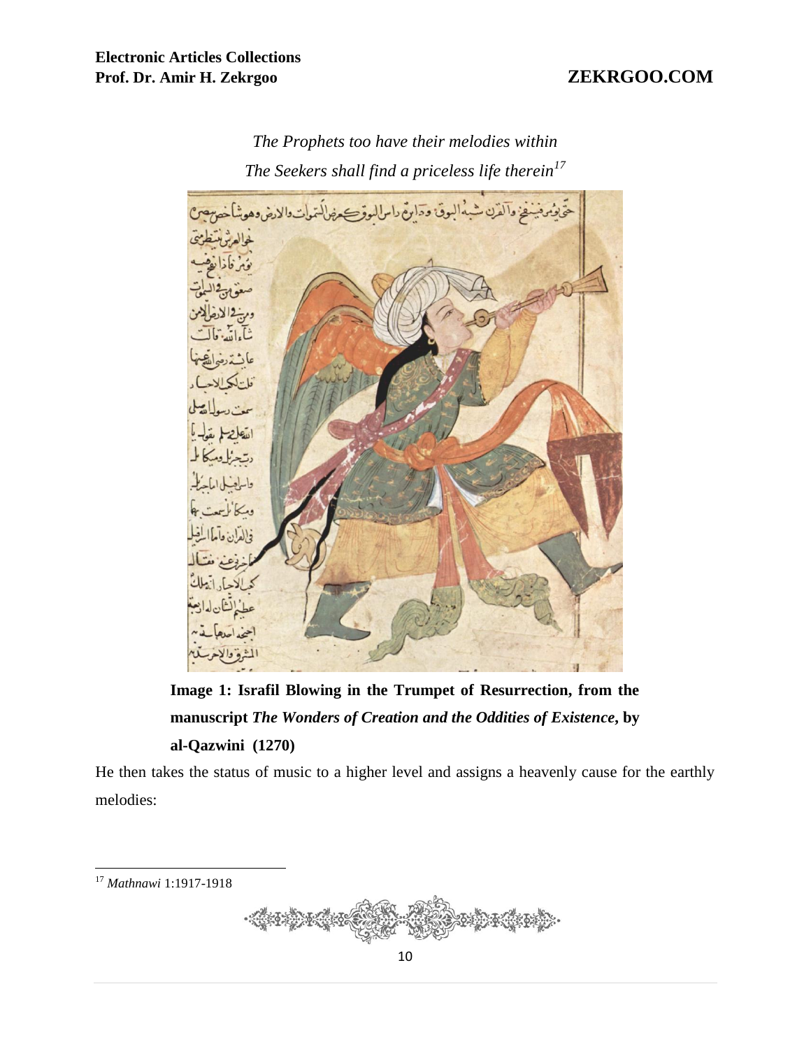*The Prophets too have their melodies within*

*The Seekers shall find a priceless life therein*[17]

**Image 1: Israfil Blowing in the Trumpet of Resurrection, from the manuscript *The Wonders of Creation and the Oddities of Existence*, by al-Qazwini (1270)**

He then takes the status of music to a higher level and assigns a heavenly cause for the earthly melodies:

[17] *Mathnawi* 1:1917-1918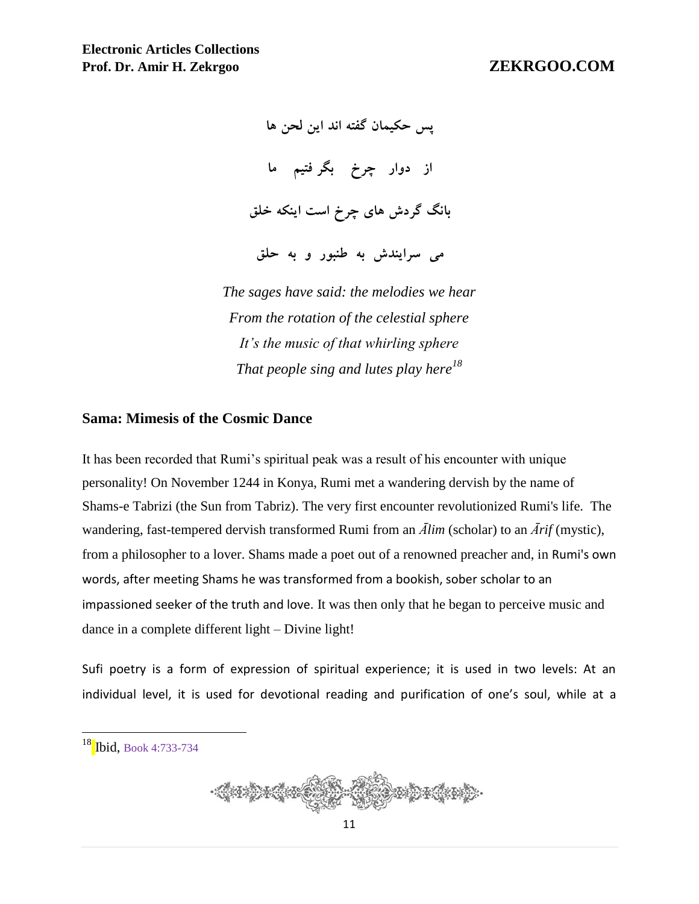پس حکیمان گفته اند این لحن ها

از دوار چرخ بگرفتیم ما

بانگ گردش های چرخ است اینکه خلق

می سرایندش به طنبور و به حلق

*The sages have said: the melodies we hear*
*From the rotation of the celestial sphere*
*It's the music of that whirling sphere*
*That people sing and lutes play here*[18]

## Sama: Mimesis of the Cosmic Dance

It has been recorded that Rumi's spiritual peak was a result of his encounter with unique personality! On November 1244 in Konya, Rumi met a wandering dervish by the name of Shams-e Tabrizi (the Sun from Tabriz). The very first encounter revolutionized Rumi's life. The wandering, fast-tempered dervish transformed Rumi from an *Ālim* (scholar) to an *Ārif* (mystic), from a philosopher to a lover. Shams made a poet out of a renowned preacher and, in Rumi's own words, after meeting Shams he was transformed from a bookish, sober scholar to an impassioned seeker of the truth and love. It was then only that he began to perceive music and dance in a complete different light – Divine light!

Sufi poetry is a form of expression of spiritual experience; it is used in two levels: At an individual level, it is used for devotional reading and purification of one's soul, while at a

---

[18] Ibid, Book 4:733-734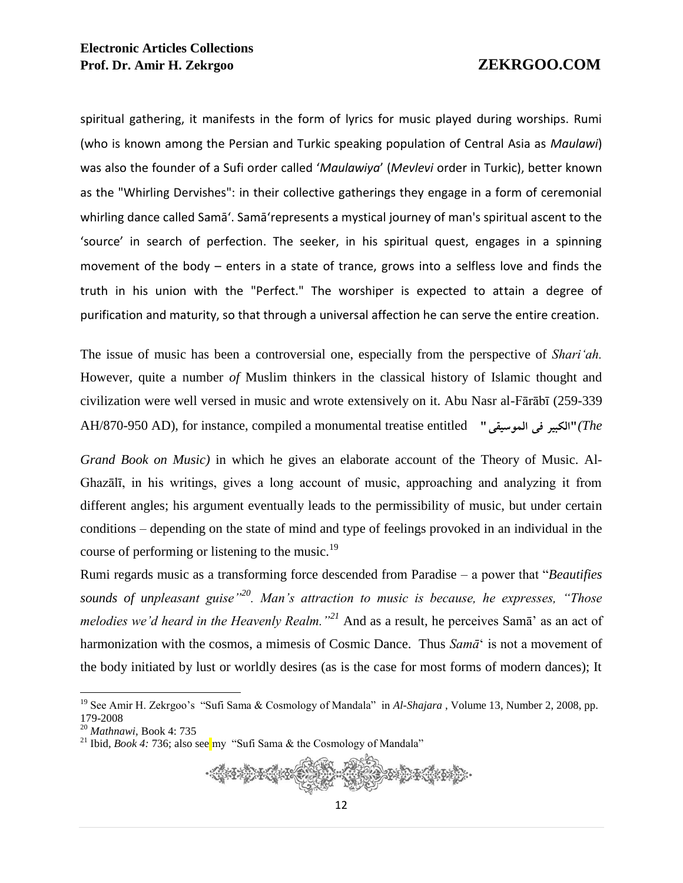spiritual gathering, it manifests in the form of lyrics for music played during worships. Rumi (who is known among the Persian and Turkic speaking population of Central Asia as *Maulawi*) was also the founder of a Sufi order called '*Maulawiya*' (*Mevlevi* order in Turkic), better known as the "Whirling Dervishes": in their collective gatherings they engage in a form of ceremonial whirling dance called Samā'. Samā'represents a mystical journey of man's spiritual ascent to the 'source' in search of perfection. The seeker, in his spiritual quest, engages in a spinning movement of the body – enters in a state of trance, grows into a selfless love and finds the truth in his union with the "Perfect." The worshiper is expected to attain a degree of purification and maturity, so that through a universal affection he can serve the entire creation.

The issue of music has been a controversial one, especially from the perspective of *Shari'ah.* However, quite a number *of* Muslim thinkers in the classical history of Islamic thought and civilization were well versed in music and wrote extensively on it. Abu Nasr al-Fārābī (259-339 AH/870-950 AD), for instance, compiled a monumental treatise entitled **"الكبير فى الموسيقى"** *(The Grand Book on Music)* in which he gives an elaborate account of the Theory of Music. Al-Ghazālī, in his writings, gives a long account of music, approaching and analyzing it from different angles; his argument eventually leads to the permissibility of music, but under certain conditions – depending on the state of mind and type of feelings provoked in an individual in the course of performing or listening to the music.[19]

Rumi regards music as a transforming force descended from Paradise – a power that "*Beautifies sounds of unpleasant guise"*[20]. *Man's attraction to music is because, he expresses, "Those melodies we'd heard in the Heavenly Realm."*[21] And as a result, he perceives Samā' as an act of harmonization with the cosmos, a mimesis of Cosmic Dance. Thus *Samā*' is not a movement of the body initiated by lust or worldly desires (as is the case for most forms of modern dances); It

---

[19] See Amir H. Zekrgoo's "Sufi Sama & Cosmology of Mandala" in *Al-Shajara* , Volume 13, Number 2, 2008, pp. 179-2008

[20] *Mathnawi*, Book 4: 735

[21] Ibid, *Book 4:* 736; also see my "Sufi Sama & the Cosmology of Mandala"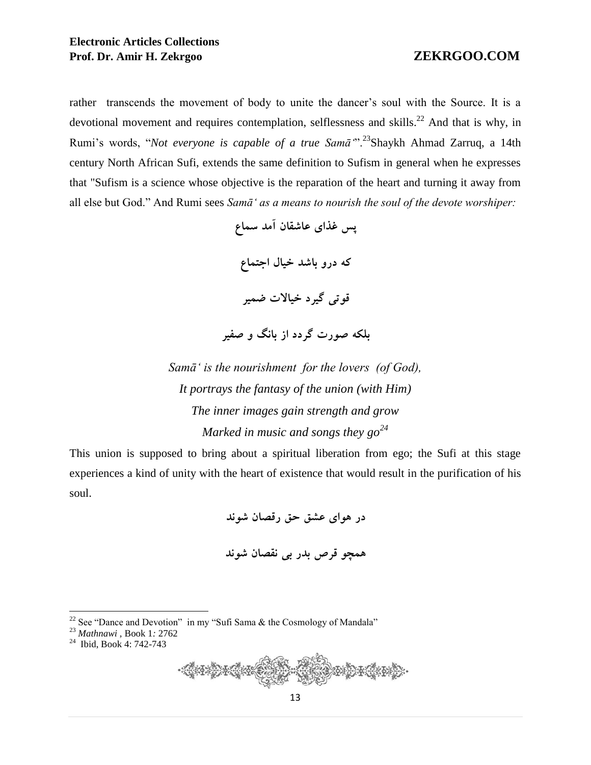rather transcends the movement of body to unite the dancer's soul with the Source. It is a devotional movement and requires contemplation, selflessness and skills.[22] And that is why, in Rumi's words, "*Not everyone is capable of a true Samā'*".[23] Shaykh Ahmad Zarruq, a 14th century North African Sufi, extends the same definition to Sufism in general when he expresses that "Sufism is a science whose objective is the reparation of the heart and turning it away from all else but God." And Rumi sees *Samā' as a means to nourish the soul of the devote worshiper:*

**پس غذای عاشقان آمد سماع**

**که درو باشد خیال اجتماع**

**قوتی گیرد خیالات ضمیر**

**بلکه صورت گردد از بانگ و صفیر**

*Samā' is the nourishment for the lovers (of God),*
*It portrays the fantasy of the union (with Him)*
*The inner images gain strength and grow*
*Marked in music and songs they go*[24]

This union is supposed to bring about a spiritual liberation from ego; the Sufi at this stage experiences a kind of unity with the heart of existence that would result in the purification of his soul.

**در هوای عشق حق رقصان شوند**

**همچو قرص بدر بی نقصان شوند**

---

[22] See "Dance and Devotion" in my "Sufi Sama & the Cosmology of Mandala"

[23] *Mathnawi* , Book 1: 2762

[24] Ibid, Book 4: 742-743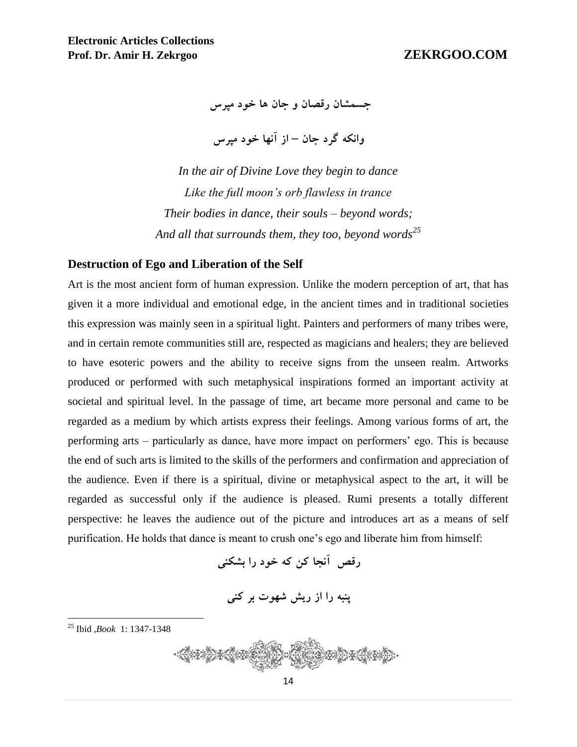جسمشان رقصان و جان ها خود مپرس

وانکه گرد جان – از آنها خود مپرس

*In the air of Divine Love they begin to dance*
*Like the full moon's orb flawless in trance*
*Their bodies in dance, their souls – beyond words;*
*And all that surrounds them, they too, beyond words*[25]

### Destruction of Ego and Liberation of the Self

Art is the most ancient form of human expression. Unlike the modern perception of art, that has given it a more individual and emotional edge, in the ancient times and in traditional societies this expression was mainly seen in a spiritual light. Painters and performers of many tribes were, and in certain remote communities still are, respected as magicians and healers; they are believed to have esoteric powers and the ability to receive signs from the unseen realm. Artworks produced or performed with such metaphysical inspirations formed an important activity at societal and spiritual level. In the passage of time, art became more personal and came to be regarded as a medium by which artists express their feelings. Among various forms of art, the performing arts – particularly as dance, have more impact on performers' ego. This is because the end of such arts is limited to the skills of the performers and confirmation and appreciation of the audience. Even if there is a spiritual, divine or metaphysical aspect to the art, it will be regarded as successful only if the audience is pleased. Rumi presents a totally different perspective: he leaves the audience out of the picture and introduces art as a means of self purification. He holds that dance is meant to crush one's ego and liberate him from himself:

رقص آنجا کن که خود را بشکنی

پنبه را از ریش شهوت بر کنی

---

[25] Ibid ,*Book* 1: 1347-1348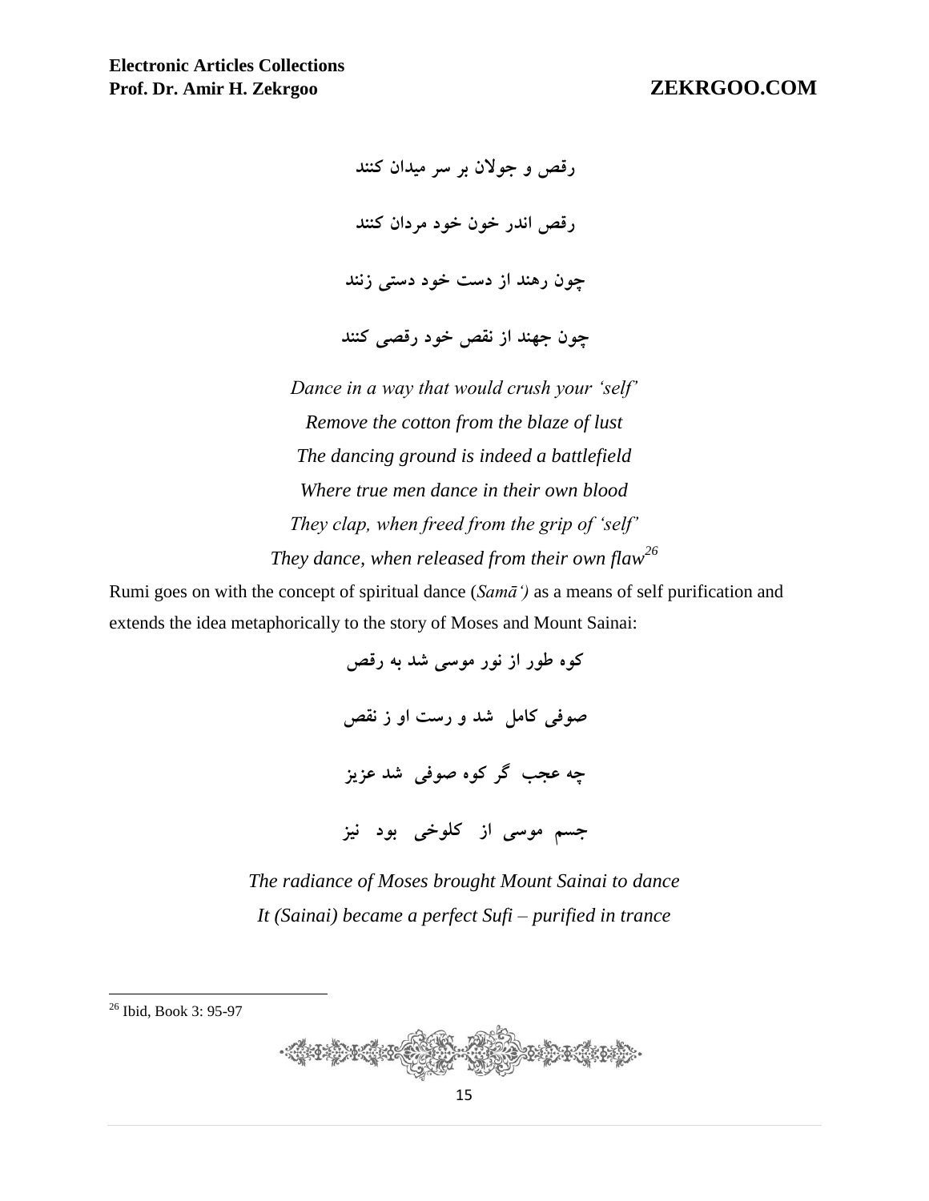رقص و جولان بر سر میدان کنند

رقص اندر خون خود مردان کنند

چون رهند از دست خود دستی زنند

چون جهند از نقص خود رقصی کنند

*Dance in a way that would crush your 'self'*
*Remove the cotton from the blaze of lust*
*The dancing ground is indeed a battlefield*
*Where true men dance in their own blood*
*They clap, when freed from the grip of 'self'*
*They dance, when released from their own flaw*[26]

Rumi goes on with the concept of spiritual dance (*Samā')* as a means of self purification and extends the idea metaphorically to the story of Moses and Mount Sainai:

کوه طور از نور موسی شد به رقص

صوفی کامل شد و رست او ز نقص

چه عجب گر کوه صوفی شد عزیز

جسم موسی از کلوخی بود نیز

*The radiance of Moses brought Mount Sainai to dance*
*It (Sainai) became a perfect Sufi – purified in trance*

---

[26] Ibid, Book 3: 95-97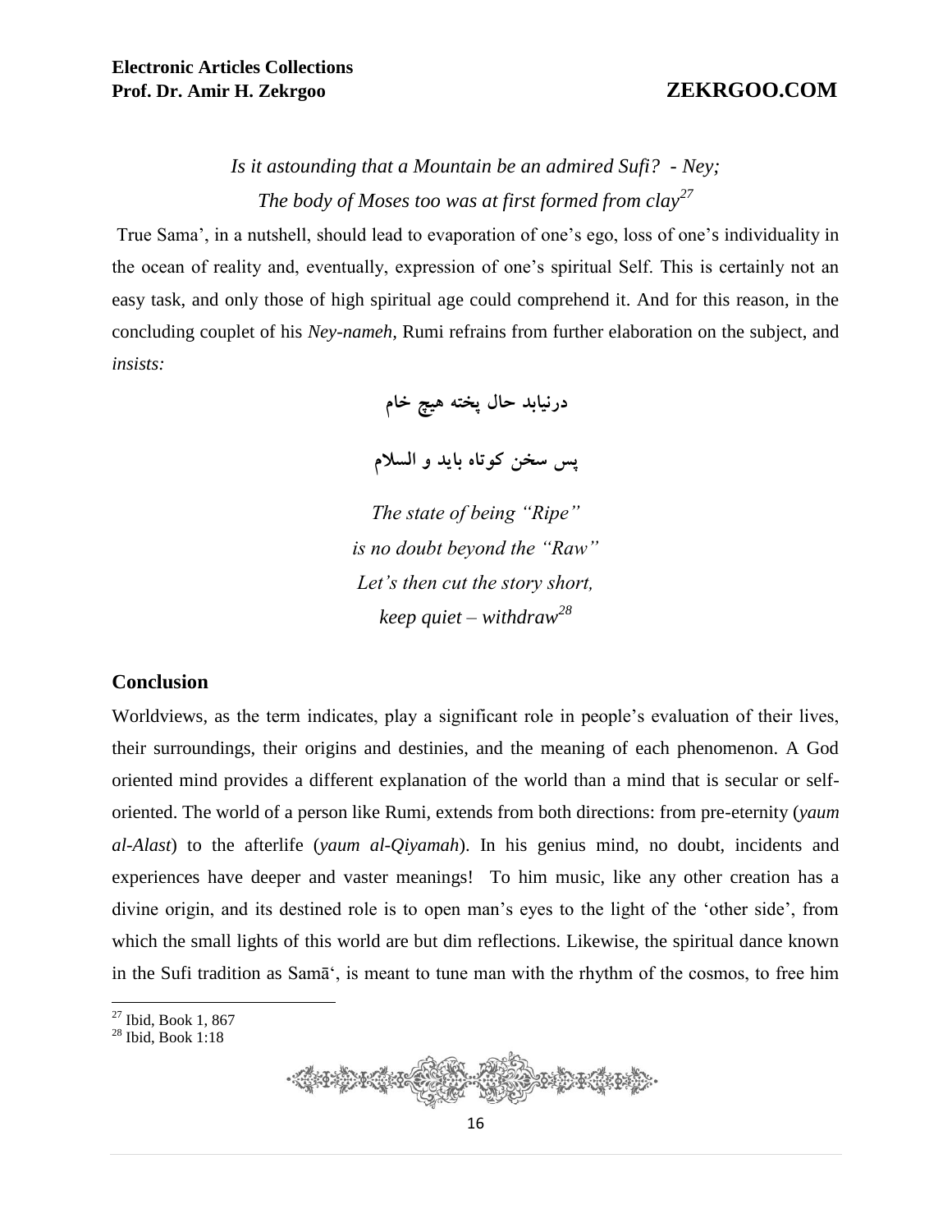*Is it astounding that a Mountain be an admired Sufi? - Ney;*
*The body of Moses too was at first formed from clay*[27]

True Sama', in a nutshell, should lead to evaporation of one's ego, loss of one's individuality in the ocean of reality and, eventually, expression of one's spiritual Self. This is certainly not an easy task, and only those of high spiritual age could comprehend it. And for this reason, in the concluding couplet of his *Ney-nameh,* Rumi refrains from further elaboration on the subject, and *insists:*

**درنیابد حال پخته هیچ خام**

**پس سخن کوتاه باید و السلام**

*The state of being "Ripe"*
*is no doubt beyond the "Raw"*
*Let's then cut the story short,*
*keep quiet – withdraw*[28]

## Conclusion

Worldviews, as the term indicates, play a significant role in people's evaluation of their lives, their surroundings, their origins and destinies, and the meaning of each phenomenon. A God oriented mind provides a different explanation of the world than a mind that is secular or self-oriented. The world of a person like Rumi, extends from both directions: from pre-eternity (*yaum al-Alast*) to the afterlife (*yaum al-Qiyamah*). In his genius mind, no doubt, incidents and experiences have deeper and vaster meanings! To him music, like any other creation has a divine origin, and its destined role is to open man's eyes to the light of the 'other side', from which the small lights of this world are but dim reflections. Likewise, the spiritual dance known in the Sufi tradition as Samā', is meant to tune man with the rhythm of the cosmos, to free him

---

[27] Ibid, Book 1, 867
[28] Ibid, Book 1:18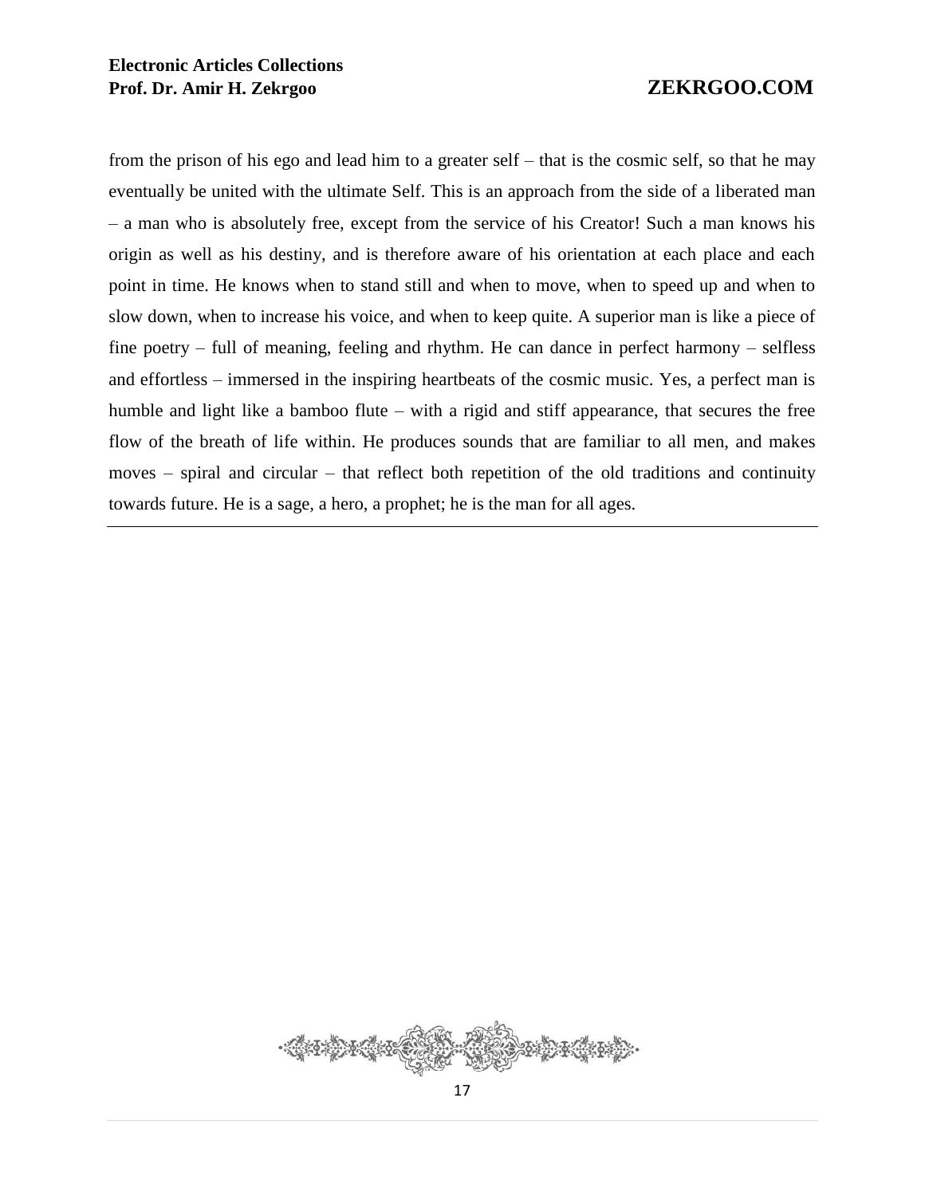from the prison of his ego and lead him to a greater self – that is the cosmic self, so that he may eventually be united with the ultimate Self. This is an approach from the side of a liberated man – a man who is absolutely free, except from the service of his Creator! Such a man knows his origin as well as his destiny, and is therefore aware of his orientation at each place and each point in time. He knows when to stand still and when to move, when to speed up and when to slow down, when to increase his voice, and when to keep quite. A superior man is like a piece of fine poetry – full of meaning, feeling and rhythm. He can dance in perfect harmony – selfless and effortless – immersed in the inspiring heartbeats of the cosmic music. Yes, a perfect man is humble and light like a bamboo flute – with a rigid and stiff appearance, that secures the free flow of the breath of life within. He produces sounds that are familiar to all men, and makes moves – spiral and circular – that reflect both repetition of the old traditions and continuity towards future. He is a sage, a hero, a prophet; he is the man for all ages.